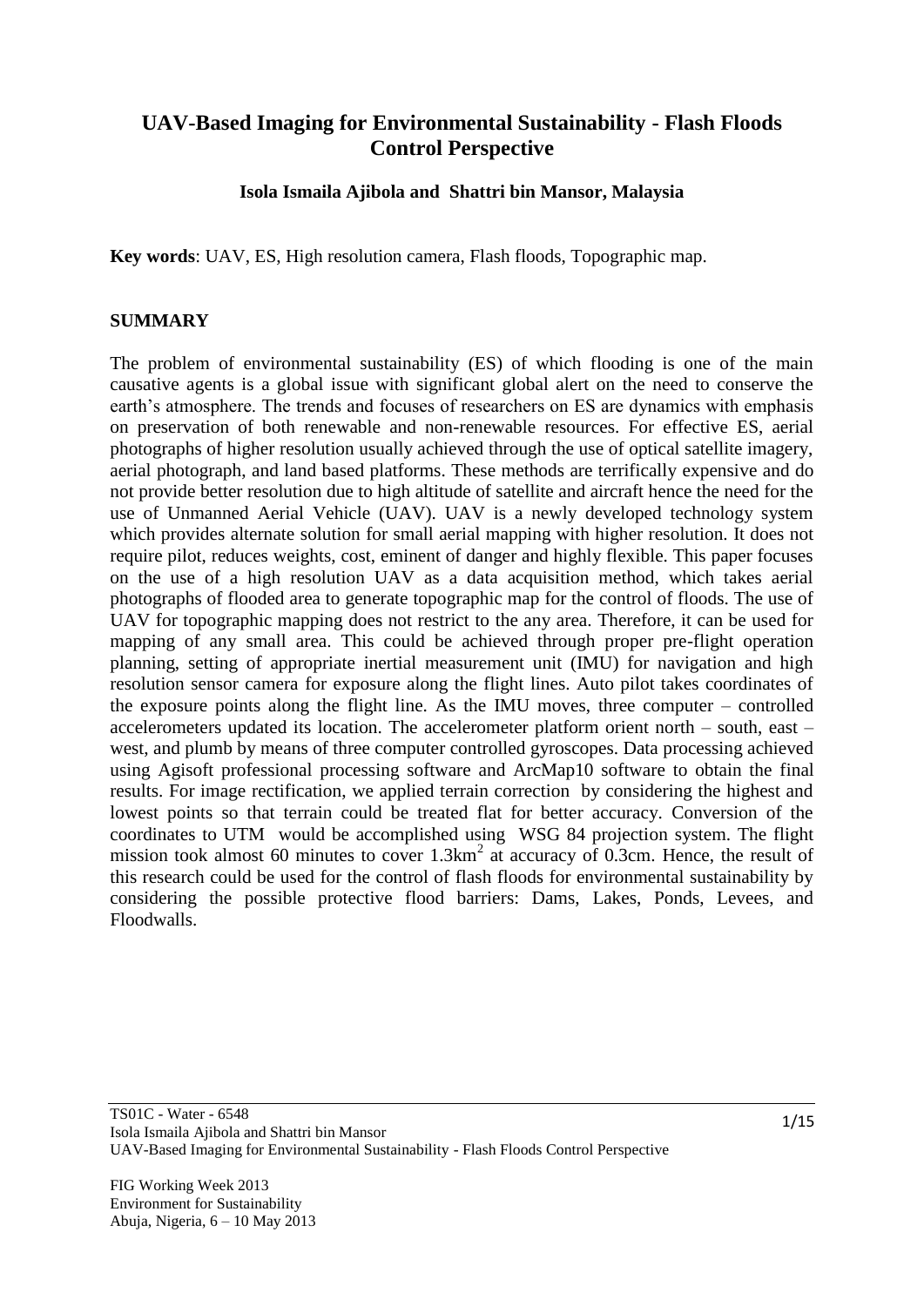# UAV-Based Imaging for Environmental Sustainability - Flash Floods Control Perspective

**Isola Ismaila Ajibola and Shattri bin Mansor, Malaysia**

**Key words**: UAV, ES, High resolution camera, Flash floods, Topographic map.

## SUMMARY

The problem of environmental sustainability (ES) of which flooding is one of the main causative agents is a global issue with significant global alert on the need to conserve the earth's atmosphere. The trends and focuses of researchers on ES are dynamics with emphasis on preservation of both renewable and non-renewable resources. For effective ES, aerial photographs of higher resolution usually achieved through the use of optical satellite imagery, aerial photograph, and land based platforms. These methods are terrifically expensive and do not provide better resolution due to high altitude of satellite and aircraft hence the need for the use of Unmanned Aerial Vehicle (UAV). UAV is a newly developed technology system which provides alternate solution for small aerial mapping with higher resolution. It does not require pilot, reduces weights, cost, eminent of danger and highly flexible. This paper focuses on the use of a high resolution UAV as a data acquisition method, which takes aerial photographs of flooded area to generate topographic map for the control of floods. The use of UAV for topographic mapping does not restrict to the any area. Therefore, it can be used for mapping of any small area. This could be achieved through proper pre-flight operation planning, setting of appropriate inertial measurement unit (IMU) for navigation and high resolution sensor camera for exposure along the flight lines. Auto pilot takes coordinates of the exposure points along the flight line. As the IMU moves, three computer – controlled accelerometers updated its location. The accelerometer platform orient north – south, east – west, and plumb by means of three computer controlled gyroscopes. Data processing achieved using Agisoft professional processing software and ArcMap10 software to obtain the final results. For image rectification, we applied terrain correction by considering the highest and lowest points so that terrain could be treated flat for better accuracy. Conversion of the coordinates to UTM would be accomplished using WSG 84 projection system. The flight mission took almost 60 minutes to cover 1.3km$^2$ at accuracy of 0.3cm. Hence, the result of this research could be used for the control of flash floods for environmental sustainability by considering the possible protective flood barriers: Dams, Lakes, Ponds, Levees, and Floodwalls.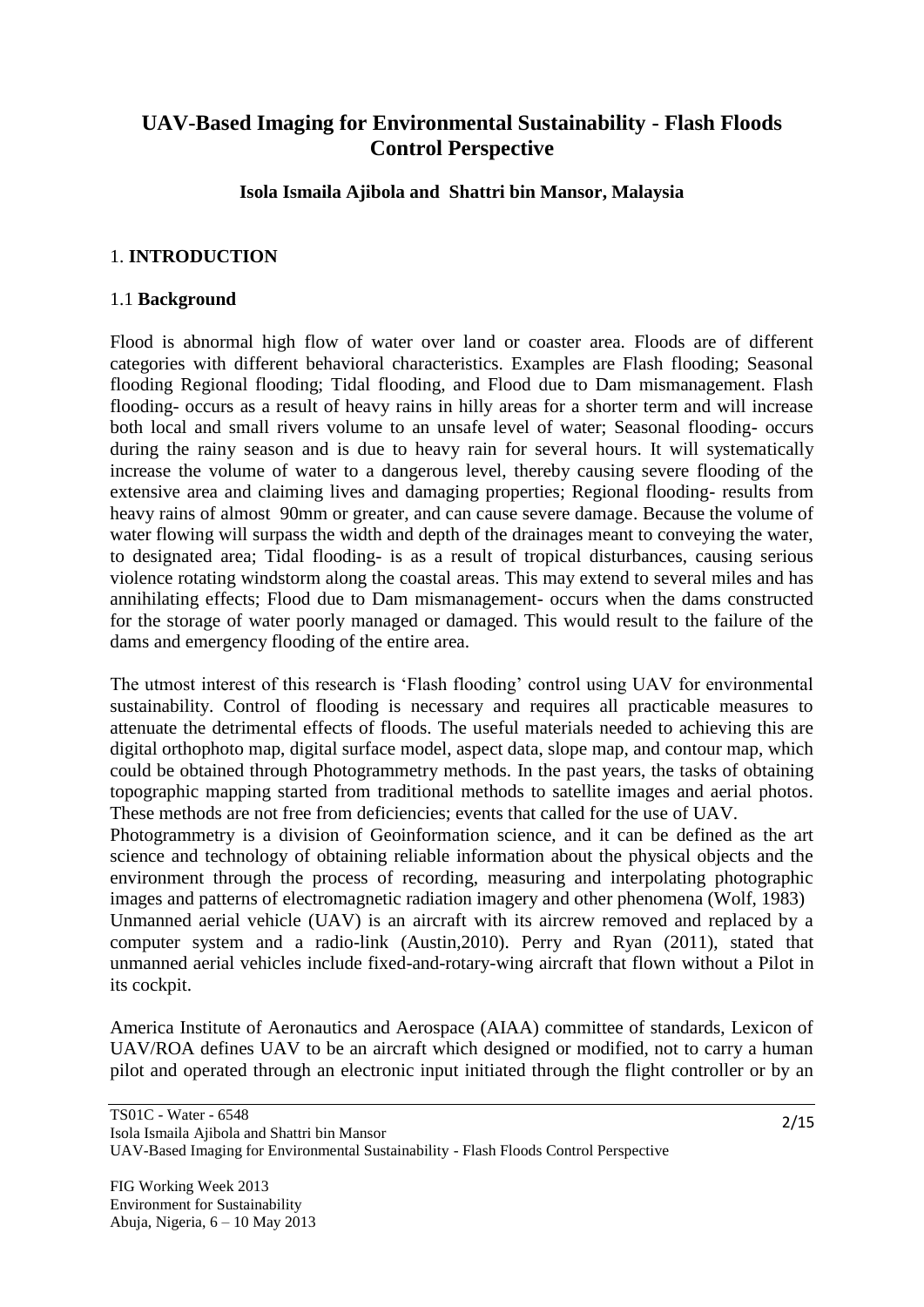# UAV-Based Imaging for Environmental Sustainability - Flash Floods Control Perspective

**Isola Ismaila Ajibola and Shattri bin Mansor, Malaysia**

## 1. INTRODUCTION

### 1.1 Background

Flood is abnormal high flow of water over land or coaster area. Floods are of different categories with different behavioral characteristics. Examples are Flash flooding; Seasonal flooding Regional flooding; Tidal flooding, and Flood due to Dam mismanagement. Flash flooding- occurs as a result of heavy rains in hilly areas for a shorter term and will increase both local and small rivers volume to an unsafe level of water; Seasonal flooding- occurs during the rainy season and is due to heavy rain for several hours. It will systematically increase the volume of water to a dangerous level, thereby causing severe flooding of the extensive area and claiming lives and damaging properties; Regional flooding- results from heavy rains of almost 90mm or greater, and can cause severe damage. Because the volume of water flowing will surpass the width and depth of the drainages meant to conveying the water, to designated area; Tidal flooding- is as a result of tropical disturbances, causing serious violence rotating windstorm along the coastal areas. This may extend to several miles and has annihilating effects; Flood due to Dam mismanagement- occurs when the dams constructed for the storage of water poorly managed or damaged. This would result to the failure of the dams and emergency flooding of the entire area.

The utmost interest of this research is 'Flash flooding' control using UAV for environmental sustainability. Control of flooding is necessary and requires all practicable measures to attenuate the detrimental effects of floods. The useful materials needed to achieving this are digital orthophoto map, digital surface model, aspect data, slope map, and contour map, which could be obtained through Photogrammetry methods. In the past years, the tasks of obtaining topographic mapping started from traditional methods to satellite images and aerial photos. These methods are not free from deficiencies; events that called for the use of UAV.

Photogrammetry is a division of Geoinformation science, and it can be defined as the art science and technology of obtaining reliable information about the physical objects and the environment through the process of recording, measuring and interpolating photographic images and patterns of electromagnetic radiation imagery and other phenomena (Wolf, 1983)

Unmanned aerial vehicle (UAV) is an aircraft with its aircrew removed and replaced by a computer system and a radio-link (Austin,2010). Perry and Ryan (2011), stated that unmanned aerial vehicles include fixed-and-rotary-wing aircraft that flown without a Pilot in its cockpit.

America Institute of Aeronautics and Aerospace (AIAA) committee of standards, Lexicon of UAV/ROA defines UAV to be an aircraft which designed or modified, not to carry a human pilot and operated through an electronic input initiated through the flight controller or by an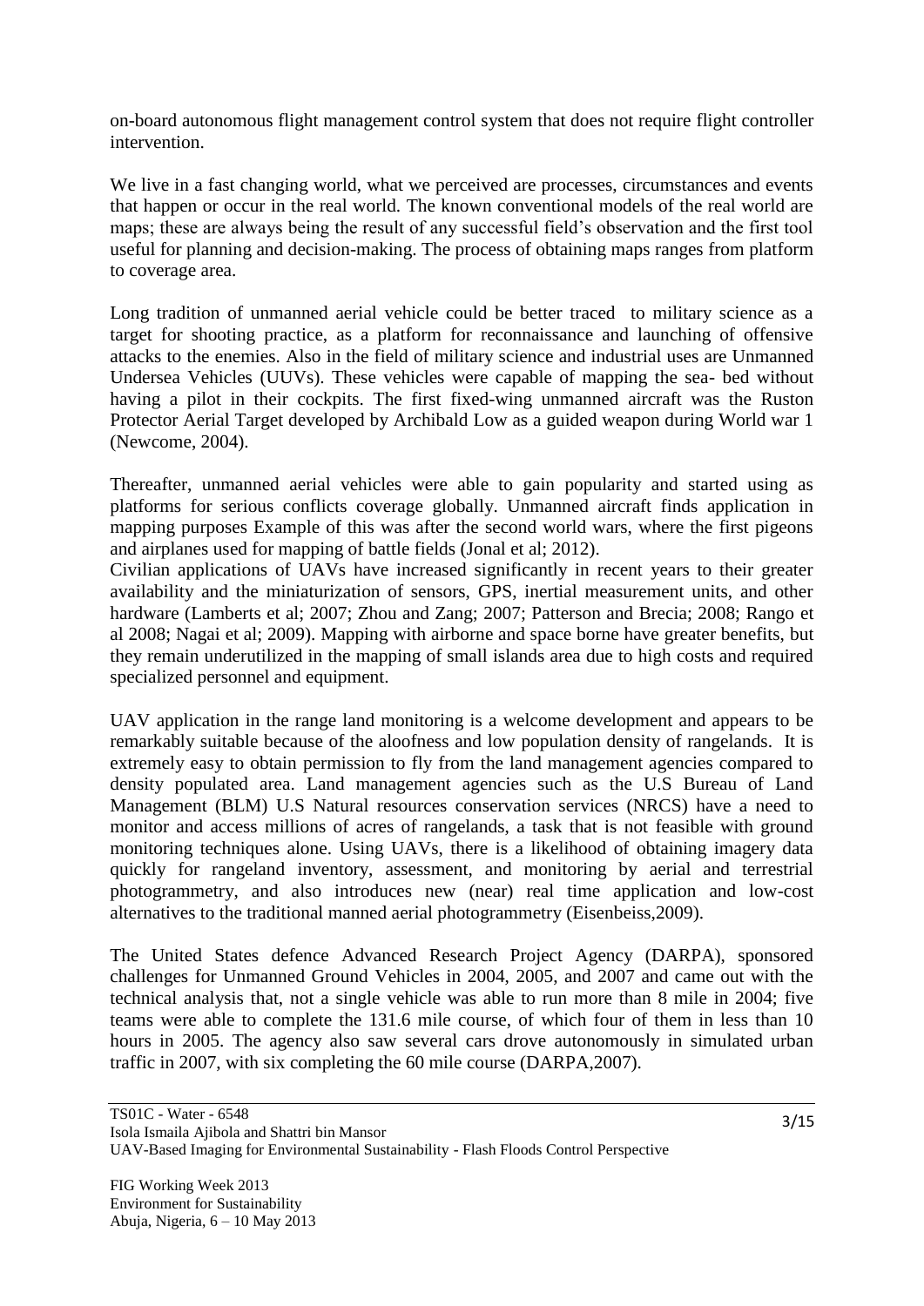on-board autonomous flight management control system that does not require flight controller intervention.

We live in a fast changing world, what we perceived are processes, circumstances and events that happen or occur in the real world. The known conventional models of the real world are maps; these are always being the result of any successful field's observation and the first tool useful for planning and decision-making. The process of obtaining maps ranges from platform to coverage area.

Long tradition of unmanned aerial vehicle could be better traced to military science as a target for shooting practice, as a platform for reconnaissance and launching of offensive attacks to the enemies. Also in the field of military science and industrial uses are Unmanned Undersea Vehicles (UUVs). These vehicles were capable of mapping the sea- bed without having a pilot in their cockpits. The first fixed-wing unmanned aircraft was the Ruston Protector Aerial Target developed by Archibald Low as a guided weapon during World war 1 (Newcome, 2004).

Thereafter, unmanned aerial vehicles were able to gain popularity and started using as platforms for serious conflicts coverage globally. Unmanned aircraft finds application in mapping purposes Example of this was after the second world wars, where the first pigeons and airplanes used for mapping of battle fields (Jonal et al; 2012).

Civilian applications of UAVs have increased significantly in recent years to their greater availability and the miniaturization of sensors, GPS, inertial measurement units, and other hardware (Lamberts et al; 2007; Zhou and Zang; 2007; Patterson and Brecia; 2008; Rango et al 2008; Nagai et al; 2009). Mapping with airborne and space borne have greater benefits, but they remain underutilized in the mapping of small islands area due to high costs and required specialized personnel and equipment.

UAV application in the range land monitoring is a welcome development and appears to be remarkably suitable because of the aloofness and low population density of rangelands. It is extremely easy to obtain permission to fly from the land management agencies compared to density populated area. Land management agencies such as the U.S Bureau of Land Management (BLM) U.S Natural resources conservation services (NRCS) have a need to monitor and access millions of acres of rangelands, a task that is not feasible with ground monitoring techniques alone. Using UAVs, there is a likelihood of obtaining imagery data quickly for rangeland inventory, assessment, and monitoring by aerial and terrestrial photogrammetry, and also introduces new (near) real time application and low-cost alternatives to the traditional manned aerial photogrammetry (Eisenbeiss,2009).

The United States defence Advanced Research Project Agency (DARPA), sponsored challenges for Unmanned Ground Vehicles in 2004, 2005, and 2007 and came out with the technical analysis that, not a single vehicle was able to run more than 8 mile in 2004; five teams were able to complete the 131.6 mile course, of which four of them in less than 10 hours in 2005. The agency also saw several cars drove autonomously in simulated urban traffic in 2007, with six completing the 60 mile course (DARPA,2007).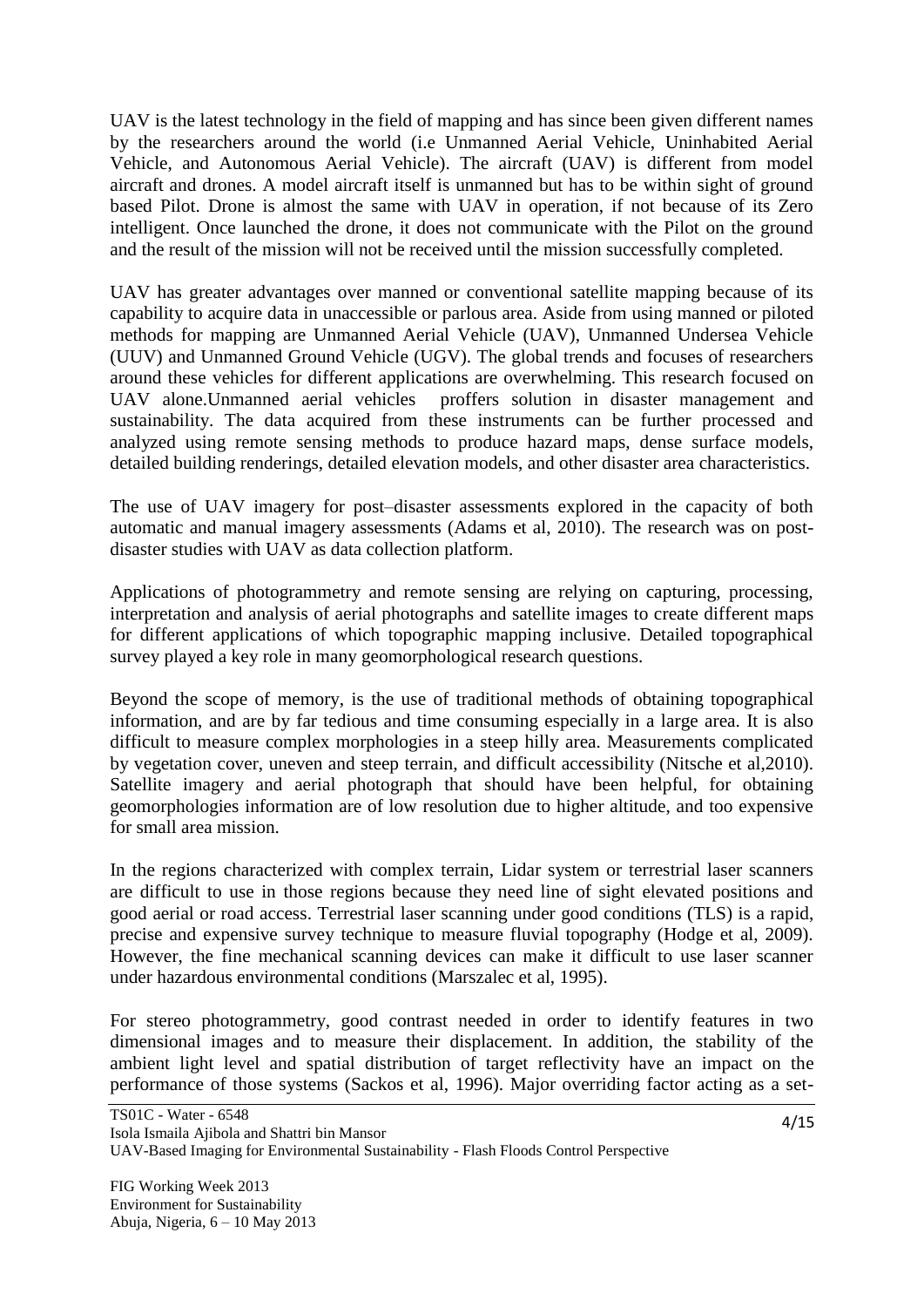UAV is the latest technology in the field of mapping and has since been given different names by the researchers around the world (i.e Unmanned Aerial Vehicle, Uninhabited Aerial Vehicle, and Autonomous Aerial Vehicle). The aircraft (UAV) is different from model aircraft and drones. A model aircraft itself is unmanned but has to be within sight of ground based Pilot. Drone is almost the same with UAV in operation, if not because of its Zero intelligent. Once launched the drone, it does not communicate with the Pilot on the ground and the result of the mission will not be received until the mission successfully completed.

UAV has greater advantages over manned or conventional satellite mapping because of its capability to acquire data in unaccessible or parlous area. Aside from using manned or piloted methods for mapping are Unmanned Aerial Vehicle (UAV), Unmanned Undersea Vehicle (UUV) and Unmanned Ground Vehicle (UGV). The global trends and focuses of researchers around these vehicles for different applications are overwhelming. This research focused on UAV alone.Unmanned aerial vehicles proffers solution in disaster management and sustainability. The data acquired from these instruments can be further processed and analyzed using remote sensing methods to produce hazard maps, dense surface models, detailed building renderings, detailed elevation models, and other disaster area characteristics.

The use of UAV imagery for post–disaster assessments explored in the capacity of both automatic and manual imagery assessments (Adams et al, 2010). The research was on post-disaster studies with UAV as data collection platform.

Applications of photogrammetry and remote sensing are relying on capturing, processing, interpretation and analysis of aerial photographs and satellite images to create different maps for different applications of which topographic mapping inclusive. Detailed topographical survey played a key role in many geomorphological research questions.

Beyond the scope of memory, is the use of traditional methods of obtaining topographical information, and are by far tedious and time consuming especially in a large area. It is also difficult to measure complex morphologies in a steep hilly area. Measurements complicated by vegetation cover, uneven and steep terrain, and difficult accessibility (Nitsche et al,2010). Satellite imagery and aerial photograph that should have been helpful, for obtaining geomorphologies information are of low resolution due to higher altitude, and too expensive for small area mission.

In the regions characterized with complex terrain, Lidar system or terrestrial laser scanners are difficult to use in those regions because they need line of sight elevated positions and good aerial or road access. Terrestrial laser scanning under good conditions (TLS) is a rapid, precise and expensive survey technique to measure fluvial topography (Hodge et al, 2009). However, the fine mechanical scanning devices can make it difficult to use laser scanner under hazardous environmental conditions (Marszalec et al, 1995).

For stereo photogrammetry, good contrast needed in order to identify features in two dimensional images and to measure their displacement. In addition, the stability of the ambient light level and spatial distribution of target reflectivity have an impact on the performance of those systems (Sackos et al, 1996). Major overriding factor acting as a set-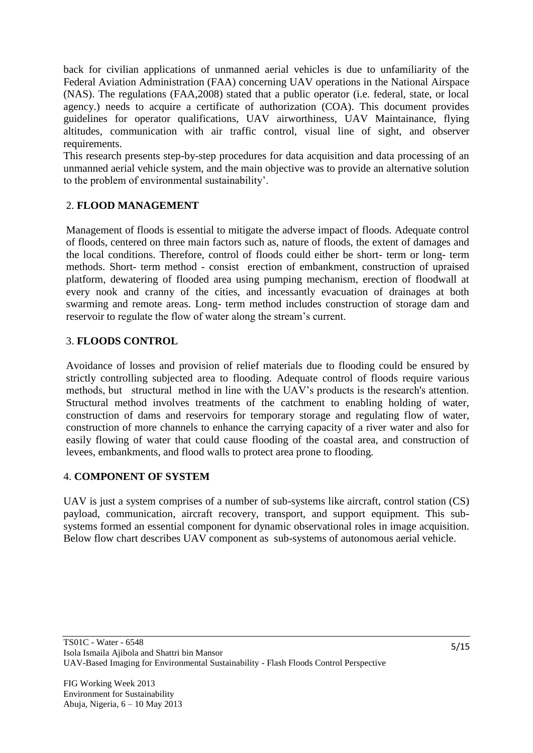back for civilian applications of unmanned aerial vehicles is due to unfamiliarity of the Federal Aviation Administration (FAA) concerning UAV operations in the National Airspace (NAS). The regulations (FAA,2008) stated that a public operator (i.e. federal, state, or local agency.) needs to acquire a certificate of authorization (COA). This document provides guidelines for operator qualifications, UAV airworthiness, UAV Maintainance, flying altitudes, communication with air traffic control, visual line of sight, and observer requirements.

This research presents step-by-step procedures for data acquisition and data processing of an unmanned aerial vehicle system, and the main objective was to provide an alternative solution to the problem of environmental sustainability'.

## 2. FLOOD MANAGEMENT

Management of floods is essential to mitigate the adverse impact of floods. Adequate control of floods, centered on three main factors such as, nature of floods, the extent of damages and the local conditions. Therefore, control of floods could either be short- term or long- term methods. Short- term method - consist erection of embankment, construction of upraised platform, dewatering of flooded area using pumping mechanism, erection of floodwall at every nook and cranny of the cities, and incessantly evacuation of drainages at both swarming and remote areas. Long- term method includes construction of storage dam and reservoir to regulate the flow of water along the stream's current.

## 3. FLOODS CONTROL

Avoidance of losses and provision of relief materials due to flooding could be ensured by strictly controlling subjected area to flooding. Adequate control of floods require various methods, but structural method in line with the UAV's products is the research's attention. Structural method involves treatments of the catchment to enabling holding of water, construction of dams and reservoirs for temporary storage and regulating flow of water, construction of more channels to enhance the carrying capacity of a river water and also for easily flowing of water that could cause flooding of the coastal area, and construction of levees, embankments, and flood walls to protect area prone to flooding.

## 4. COMPONENT OF SYSTEM

UAV is just a system comprises of a number of sub-systems like aircraft, control station (CS) payload, communication, aircraft recovery, transport, and support equipment. This sub-systems formed an essential component for dynamic observational roles in image acquisition. Below flow chart describes UAV component as sub-systems of autonomous aerial vehicle.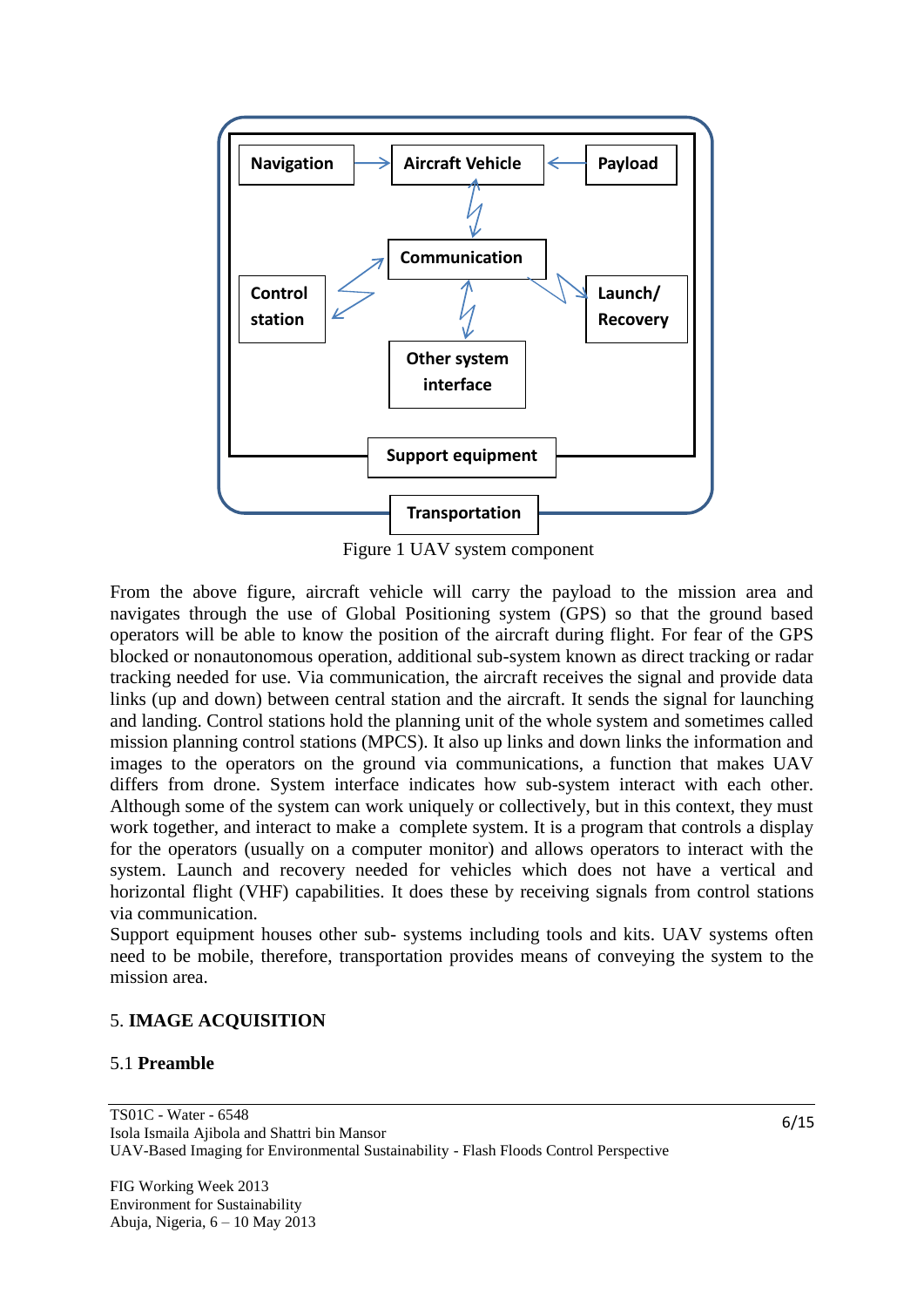Figure 1 UAV system component

From the above figure, aircraft vehicle will carry the payload to the mission area and navigates through the use of Global Positioning system (GPS) so that the ground based operators will be able to know the position of the aircraft during flight. For fear of the GPS blocked or nonautonomous operation, additional sub-system known as direct tracking or radar tracking needed for use. Via communication, the aircraft receives the signal and provide data links (up and down) between central station and the aircraft. It sends the signal for launching and landing. Control stations hold the planning unit of the whole system and sometimes called mission planning control stations (MPCS). It also up links and down links the information and images to the operators on the ground via communications, a function that makes UAV differs from drone. System interface indicates how sub-system interact with each other. Although some of the system can work uniquely or collectively, but in this context, they must work together, and interact to make a complete system. It is a program that controls a display for the operators (usually on a computer monitor) and allows operators to interact with the system. Launch and recovery needed for vehicles which does not have a vertical and horizontal flight (VHF) capabilities. It does these by receiving signals from control stations via communication.

Support equipment houses other sub- systems including tools and kits. UAV systems often need to be mobile, therefore, transportation provides means of conveying the system to the mission area.

## 5. IMAGE ACQUISITION

### 5.1 Preamble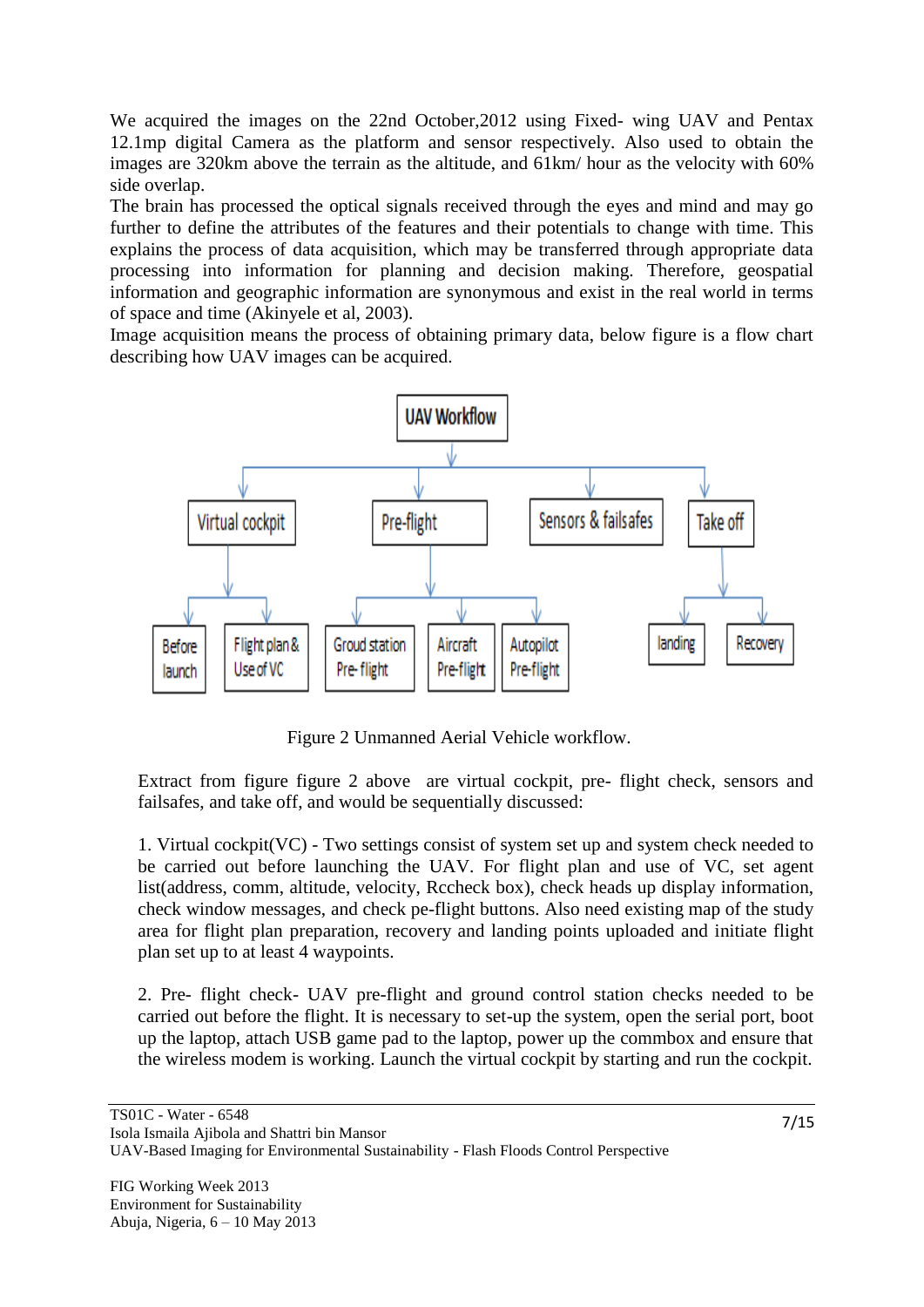We acquired the images on the 22nd October,2012 using Fixed- wing UAV and Pentax 12.1mp digital Camera as the platform and sensor respectively. Also used to obtain the images are 320km above the terrain as the altitude, and 61km/ hour as the velocity with 60% side overlap.

The brain has processed the optical signals received through the eyes and mind and may go further to define the attributes of the features and their potentials to change with time. This explains the process of data acquisition, which may be transferred through appropriate data processing into information for planning and decision making. Therefore, geospatial information and geographic information are synonymous and exist in the real world in terms of space and time (Akinyele et al, 2003).

Image acquisition means the process of obtaining primary data, below figure is a flow chart describing how UAV images can be acquired.

- UAV Workflow
  - Virtual cockpit
    - Before launch
    - Flight plan & Use of VC
  - Pre-flight
    - Groud station Pre- flight
    - Aircraft Pre-flight
    - Autopilot Pre-flight
  - Sensors & failsafes
  - Take off
    - landing
    - Recovery

Figure 2 Unmanned Aerial Vehicle workflow.

Extract from figure figure 2 above are virtual cockpit, pre- flight check, sensors and failsafes, and take off, and would be sequentially discussed:

1. Virtual cockpit(VC) - Two settings consist of system set up and system check needed to be carried out before launching the UAV. For flight plan and use of VC, set agent list(address, comm, altitude, velocity, Rccheck box), check heads up display information, check window messages, and check pe-flight buttons. Also need existing map of the study area for flight plan preparation, recovery and landing points uploaded and initiate flight plan set up to at least 4 waypoints.

2. Pre- flight check- UAV pre-flight and ground control station checks needed to be carried out before the flight. It is necessary to set-up the system, open the serial port, boot up the laptop, attach USB game pad to the laptop, power up the commbox and ensure that the wireless modem is working. Launch the virtual cockpit by starting and run the cockpit.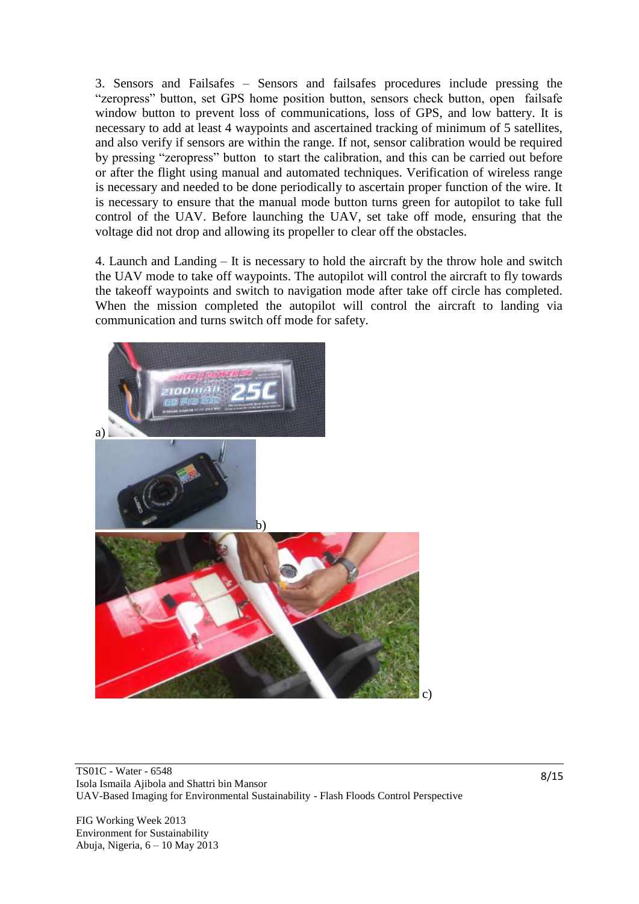3. Sensors and Failsafes – Sensors and failsafes procedures include pressing the "zeropress" button, set GPS home position button, sensors check button, open failsafe window button to prevent loss of communications, loss of GPS, and low battery. It is necessary to add at least 4 waypoints and ascertained tracking of minimum of 5 satellites, and also verify if sensors are within the range. If not, sensor calibration would be required by pressing "zeropress" button to start the calibration, and this can be carried out before or after the flight using manual and automated techniques. Verification of wireless range is necessary and needed to be done periodically to ascertain proper function of the wire. It is necessary to ensure that the manual mode button turns green for autopilot to take full control of the UAV. Before launching the UAV, set take off mode, ensuring that the voltage did not drop and allowing its propeller to clear off the obstacles.

4. Launch and Landing – It is necessary to hold the aircraft by the throw hole and switch the UAV mode to take off waypoints. The autopilot will control the aircraft to fly towards the takeoff waypoints and switch to navigation mode after take off circle has completed. When the mission completed the autopilot will control the aircraft to landing via communication and turns switch off mode for safety.

a)

b)

c)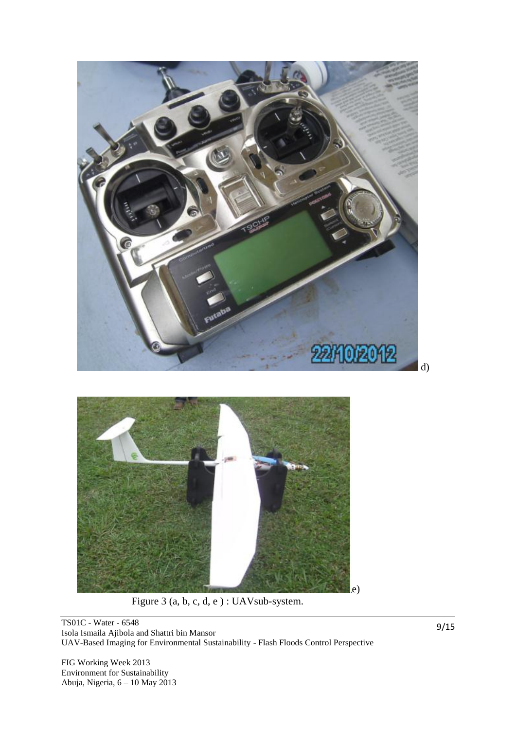d)

.e)

Figure 3 (a, b, c, d, e ) : UAVsub-system.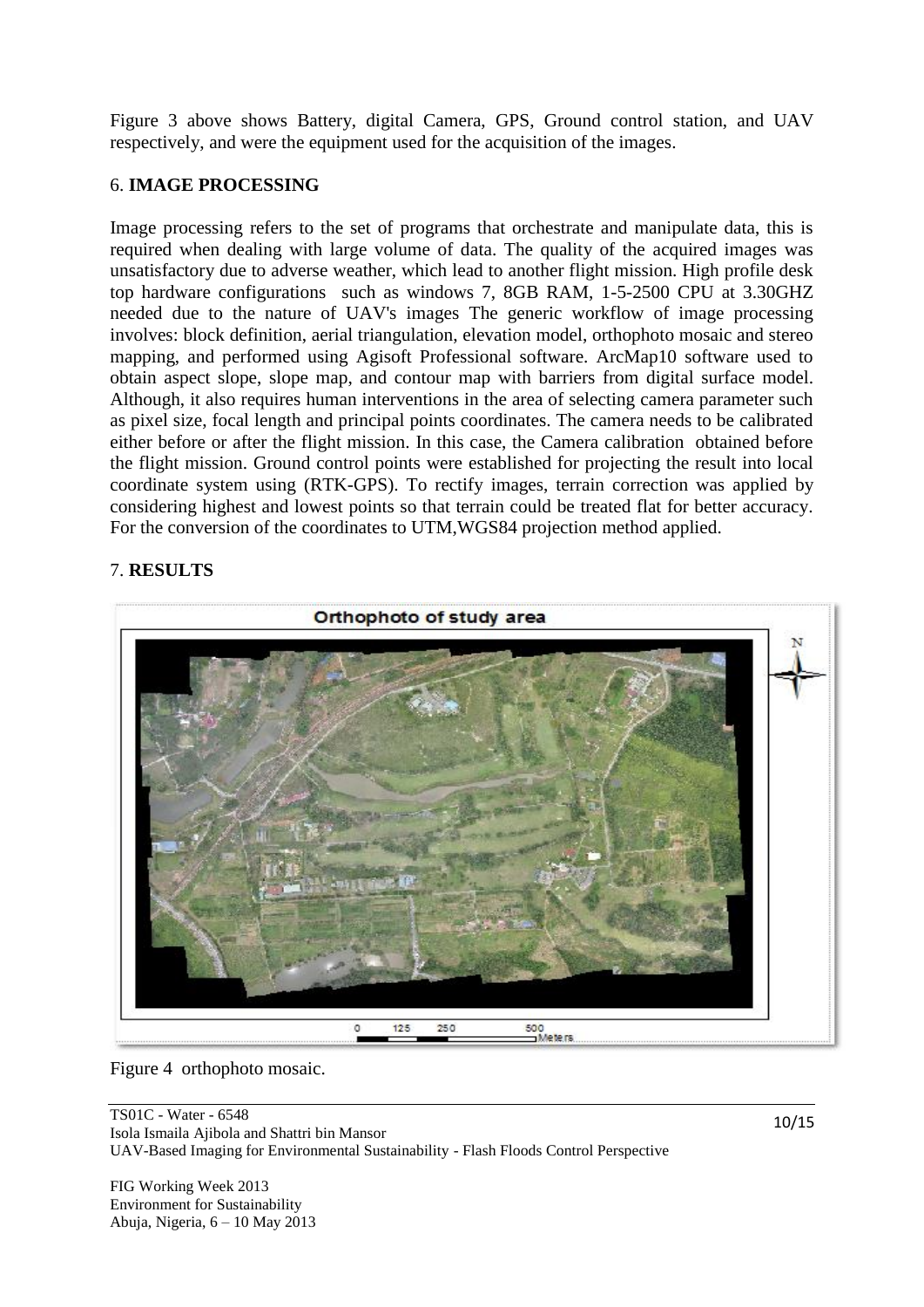Figure 3 above shows Battery, digital Camera, GPS, Ground control station, and UAV respectively, and were the equipment used for the acquisition of the images.

## 6. IMAGE PROCESSING

Image processing refers to the set of programs that orchestrate and manipulate data, this is required when dealing with large volume of data. The quality of the acquired images was unsatisfactory due to adverse weather, which lead to another flight mission. High profile desk top hardware configurations such as windows 7, 8GB RAM, 1-5-2500 CPU at 3.30GHZ needed due to the nature of UAV's images The generic workflow of image processing involves: block definition, aerial triangulation, elevation model, orthophoto mosaic and stereo mapping, and performed using Agisoft Professional software. ArcMap10 software used to obtain aspect slope, slope map, and contour map with barriers from digital surface model. Although, it also requires human interventions in the area of selecting camera parameter such as pixel size, focal length and principal points coordinates. The camera needs to be calibrated either before or after the flight mission. In this case, the Camera calibration obtained before the flight mission. Ground control points were established for projecting the result into local coordinate system using (RTK-GPS). To rectify images, terrain correction was applied by considering highest and lowest points so that terrain could be treated flat for better accuracy. For the conversion of the coordinates to UTM,WGS84 projection method applied.

## 7. RESULTS

Figure 4 orthophoto mosaic.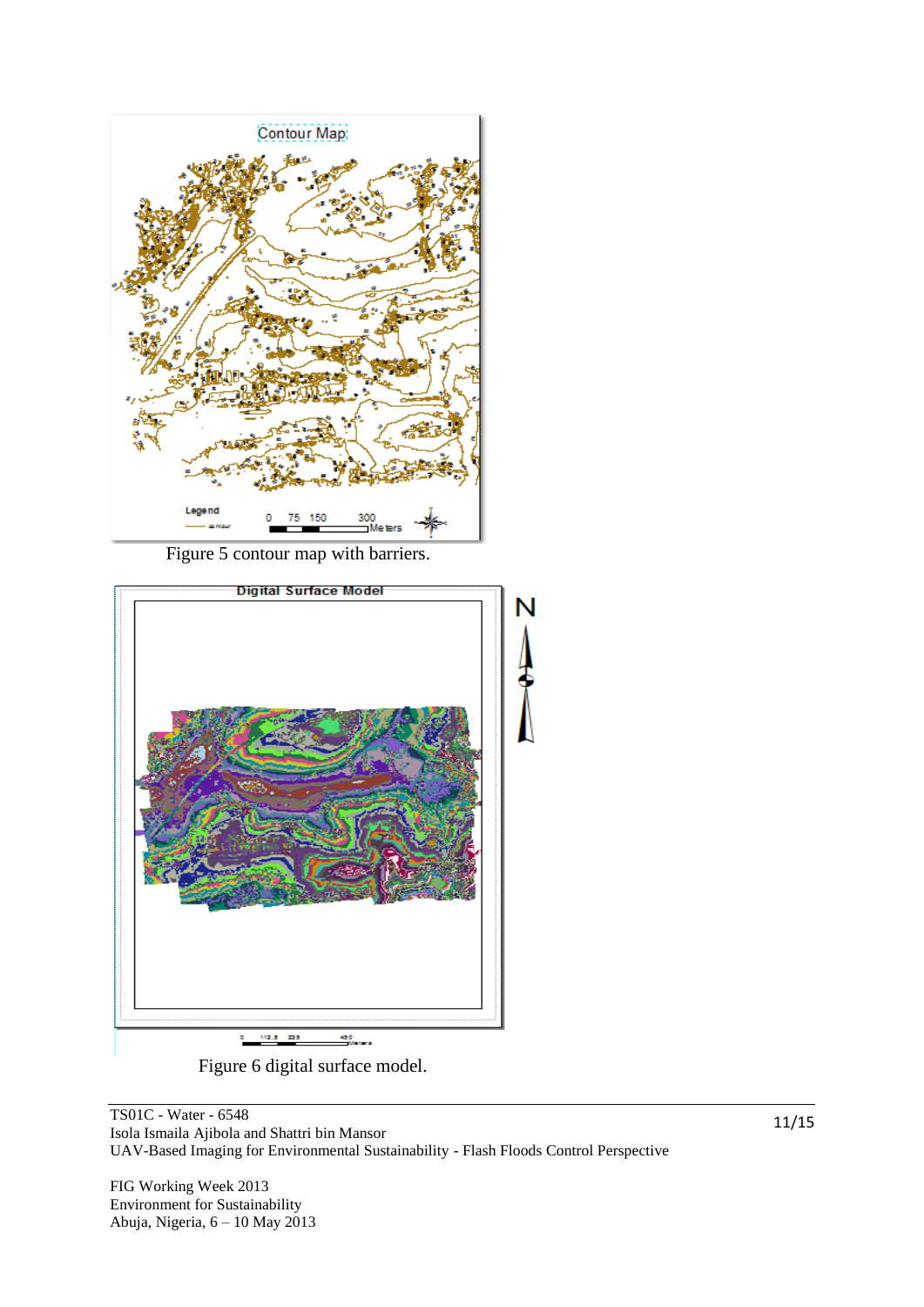Figure 5 contour map with barriers.

Figure 6 digital surface model.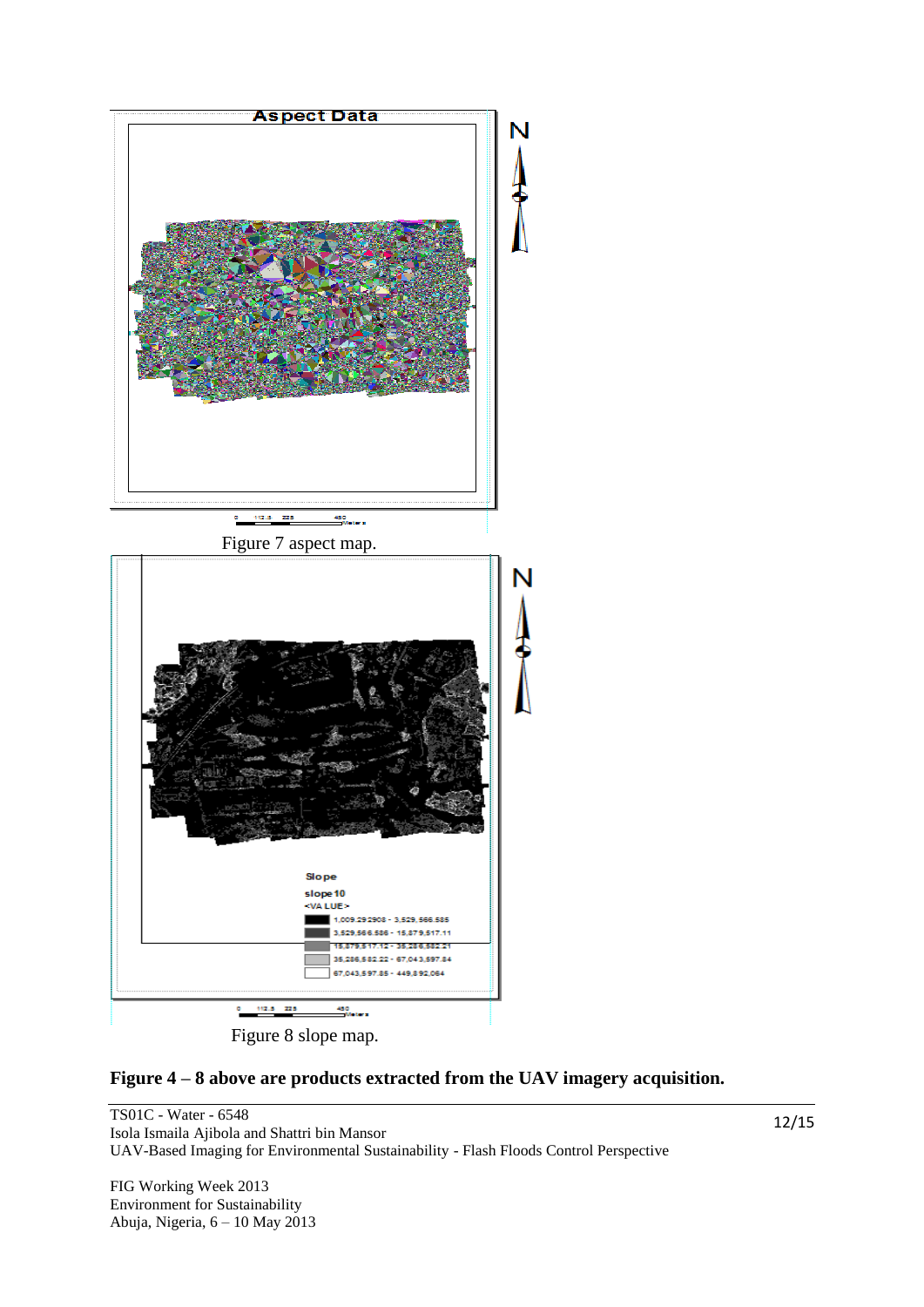Figure 7 aspect map.

Figure 8 slope map.

**Figure 4 – 8 above are products extracted from the UAV imagery acquisition.**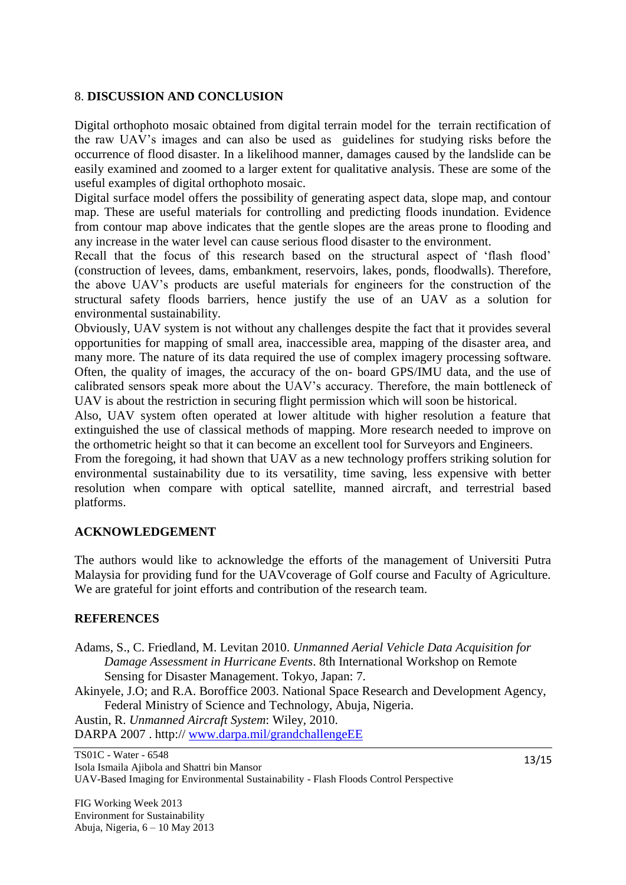## 8. **DISCUSSION AND CONCLUSION**

Digital orthophoto mosaic obtained from digital terrain model for the terrain rectification of the raw UAV's images and can also be used as guidelines for studying risks before the occurrence of flood disaster. In a likelihood manner, damages caused by the landslide can be easily examined and zoomed to a larger extent for qualitative analysis. These are some of the useful examples of digital orthophoto mosaic.

Digital surface model offers the possibility of generating aspect data, slope map, and contour map. These are useful materials for controlling and predicting floods inundation. Evidence from contour map above indicates that the gentle slopes are the areas prone to flooding and any increase in the water level can cause serious flood disaster to the environment.

Recall that the focus of this research based on the structural aspect of 'flash flood' (construction of levees, dams, embankment, reservoirs, lakes, ponds, floodwalls). Therefore, the above UAV's products are useful materials for engineers for the construction of the structural safety floods barriers, hence justify the use of an UAV as a solution for environmental sustainability.

Obviously, UAV system is not without any challenges despite the fact that it provides several opportunities for mapping of small area, inaccessible area, mapping of the disaster area, and many more. The nature of its data required the use of complex imagery processing software. Often, the quality of images, the accuracy of the on- board GPS/IMU data, and the use of calibrated sensors speak more about the UAV's accuracy. Therefore, the main bottleneck of UAV is about the restriction in securing flight permission which will soon be historical.

Also, UAV system often operated at lower altitude with higher resolution a feature that extinguished the use of classical methods of mapping. More research needed to improve on the orthometric height so that it can become an excellent tool for Surveyors and Engineers.

From the foregoing, it had shown that UAV as a new technology proffers striking solution for environmental sustainability due to its versatility, time saving, less expensive with better resolution when compare with optical satellite, manned aircraft, and terrestrial based platforms.

## **ACKNOWLEDGEMENT**

The authors would like to acknowledge the efforts of the management of Universiti Putra Malaysia for providing fund for the UAVcoverage of Golf course and Faculty of Agriculture. We are grateful for joint efforts and contribution of the research team.

## **REFERENCES**

Adams, S., C. Friedland, M. Levitan 2010. *Unmanned Aerial Vehicle Data Acquisition for Damage Assessment in Hurricane Events*. 8th International Workshop on Remote Sensing for Disaster Management. Tokyo, Japan: 7.

Akinyele, J.O; and R.A. Boroffice 2003. National Space Research and Development Agency, Federal Ministry of Science and Technology, Abuja, Nigeria.

Austin, R. *Unmanned Aircraft System*: Wiley, 2010.

DARPA 2007 . http:// www.darpa.mil/grandchallengeEE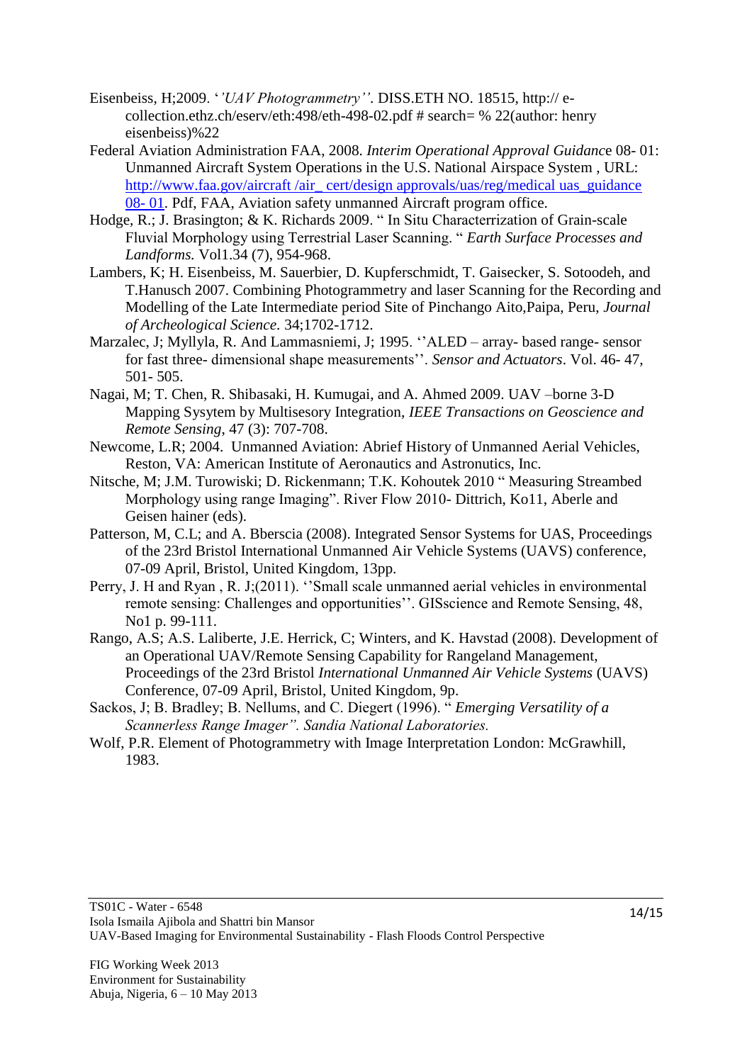Eisenbeiss, H;2009. *''UAV Photogrammetry''*. DISS.ETH NO. 18515, http:// e-collection.ethz.ch/eserv/eth:498/eth-498-02.pdf # search= % 22(author: henry eisenbeiss)%22

Federal Aviation Administration FAA, 2008. *Interim Operational Approval Guidanc*e 08- 01: Unmanned Aircraft System Operations in the U.S. National Airspace System , URL: [http://www.faa.gov/aircraft /air_ cert/design approvals/uas/reg/medical uas_guidance 08- 01](http://www.faa.gov/aircraft/air_cert/design approvals/uas/reg/medical uas_guidance 08- 01). Pdf, FAA, Aviation safety unmanned Aircraft program office.

Hodge, R.; J. Brasington; & K. Richards 2009. " In Situ Characterization of Grain-scale Fluvial Morphology using Terrestrial Laser Scanning. " *Earth Surface Processes and Landforms.* Vol1.34 (7), 954-968.

Lambers, K; H. Eisenbeiss, M. Sauerbier, D. Kupferschmidt, T. Gaisecker, S. Sotoodeh, and T.Hanusch 2007. Combining Photogrammetry and laser Scanning for the Recording and Modelling of the Late Intermediate period Site of Pinchango Aito,Paipa, Peru, *Journal of Archeological Science.* 34;1702-1712.

Marzalec, J; Myllyla, R. And Lammasniemi, J; 1995. ''ALED – array- based range- sensor for fast three- dimensional shape measurements''. *Sensor and Actuators*. Vol. 46- 47, 501- 505.

Nagai, M; T. Chen, R. Shibasaki, H. Kumugai, and A. Ahmed 2009. UAV –borne 3-D Mapping Sysytem by Multisesory Integration, *IEEE Transactions on Geoscience and Remote Sensing*, 47 (3): 707-708.

Newcome, L.R; 2004. Unmanned Aviation: Abrief History of Unmanned Aerial Vehicles, Reston, VA: American Institute of Aeronautics and Astronautics, Inc.

Nitsche, M; J.M. Turowiski; D. Rickenmann; T.K. Kohoutek 2010 " Measuring Streambed Morphology using range Imaging". River Flow 2010- Dittrich, Ko11, Aberle and Geisen hainer (eds).

Patterson, M, C.L; and A. Bberscia (2008). Integrated Sensor Systems for UAS, Proceedings of the 23rd Bristol International Unmanned Air Vehicle Systems (UAVS) conference, 07-09 April, Bristol, United Kingdom, 13pp.

Perry, J. H and Ryan , R. J;(2011). ''Small scale unmanned aerial vehicles in environmental remote sensing: Challenges and opportunities''. GISscience and Remote Sensing, 48, No1 p. 99-111.

Rango, A.S; A.S. Laliberte, J.E. Herrick, C; Winters, and K. Havstad (2008). Development of an Operational UAV/Remote Sensing Capability for Rangeland Management, Proceedings of the 23rd Bristol *International Unmanned Air Vehicle Systems* (UAVS) Conference, 07-09 April, Bristol, United Kingdom, 9p.

Sackos, J; B. Bradley; B. Nellums, and C. Diegert (1996). " *Emerging Versatility of a Scannerless Range Imager". Sandia National Laboratories.*

Wolf, P.R. Element of Photogrammetry with Image Interpretation London: McGrawhill, 1983.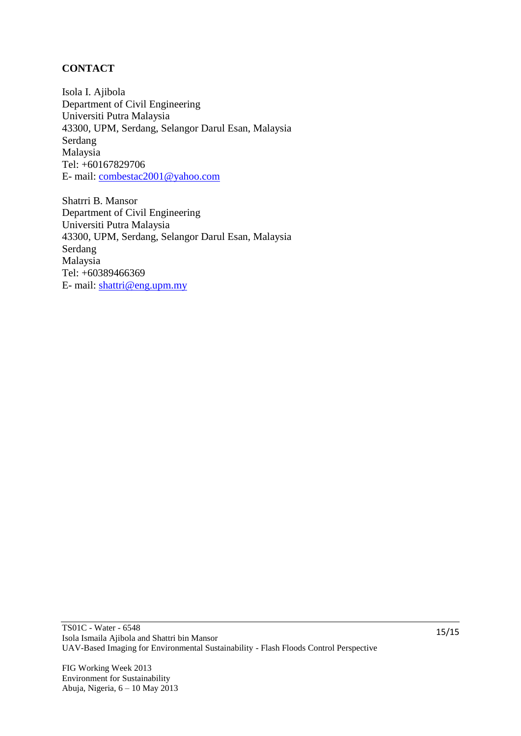## CONTACT

Isola I. Ajibola
Department of Civil Engineering
Universiti Putra Malaysia
43300, UPM, Serdang, Selangor Darul Esan, Malaysia
Serdang
Malaysia
Tel: +60167829706
E- mail: combestac2001@yahoo.com

Shatrri B. Mansor
Department of Civil Engineering
Universiti Putra Malaysia
43300, UPM, Serdang, Selangor Darul Esan, Malaysia
Serdang
Malaysia
Tel: +60389466369
E- mail: shattri@eng.upm.my